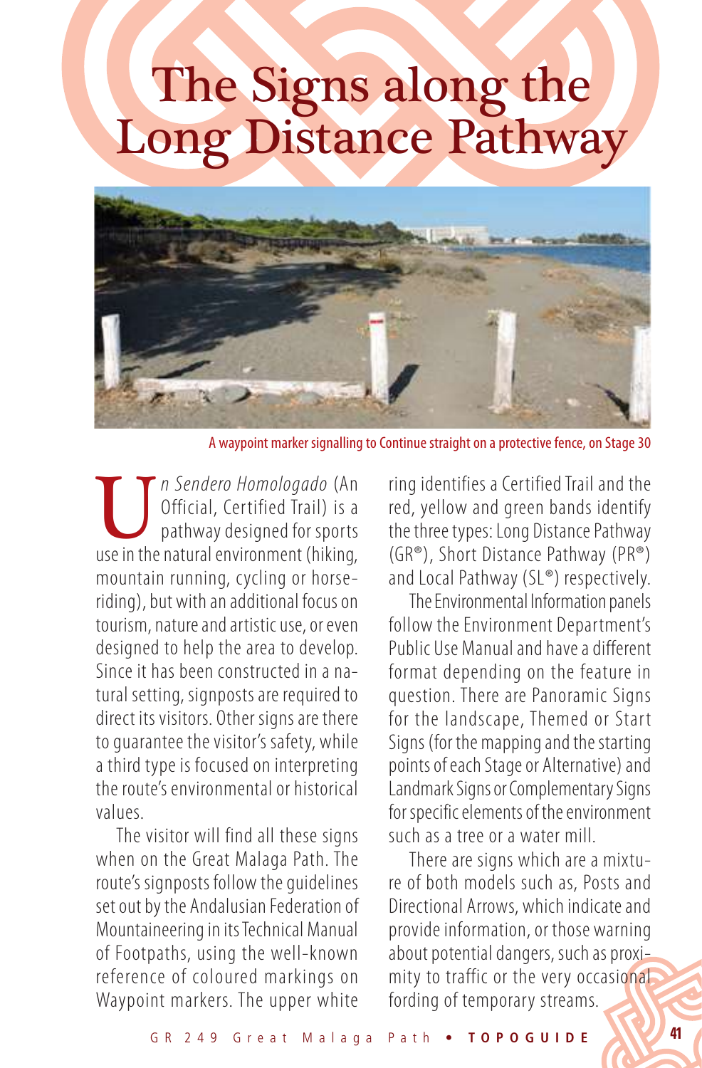# The Signs along the Long Distance Pathway

A waypoint marker signalling to Continue straight on a protective fence, on Stage 30

Un *Sendero Homologado* (An Official, Certified Trail) is a pathway designed for sports use in the natural environment (hiking, mountain running, cycling or horse-riding), but with an additional focus on tourism, nature and artistic use, or even designed to help the area to develop. Since it has been constructed in a natural setting, signposts are required to direct its visitors. Other signs are there to guarantee the visitor's safety, while a third type is focused on interpreting the route's environmental or historical values.

The visitor will find all these signs when on the Great Malaga Path. The route's signposts follow the guidelines set out by the Andalusian Federation of Mountaineering in its Technical Manual of Footpaths, using the well-known reference of coloured markings on Waypoint markers. The upper white ring identifies a Certified Trail and the red, yellow and green bands identify the three types: Long Distance Pathway (GR®), Short Distance Pathway (PR®) and Local Pathway (SL®) respectively.

The Environmental Information panels follow the Environment Department's Public Use Manual and have a different format depending on the feature in question. There are Panoramic Signs for the landscape, Themed or Start Signs (for the mapping and the starting points of each Stage or Alternative) and Landmark Signs or Complementary Signs for specific elements of the environment such as a tree or a water mill.

There are signs which are a mixture of both models such as, Posts and Directional Arrows, which indicate and provide information, or those warning about potential dangers, such as proximity to traffic or the very occasional fording of temporary streams.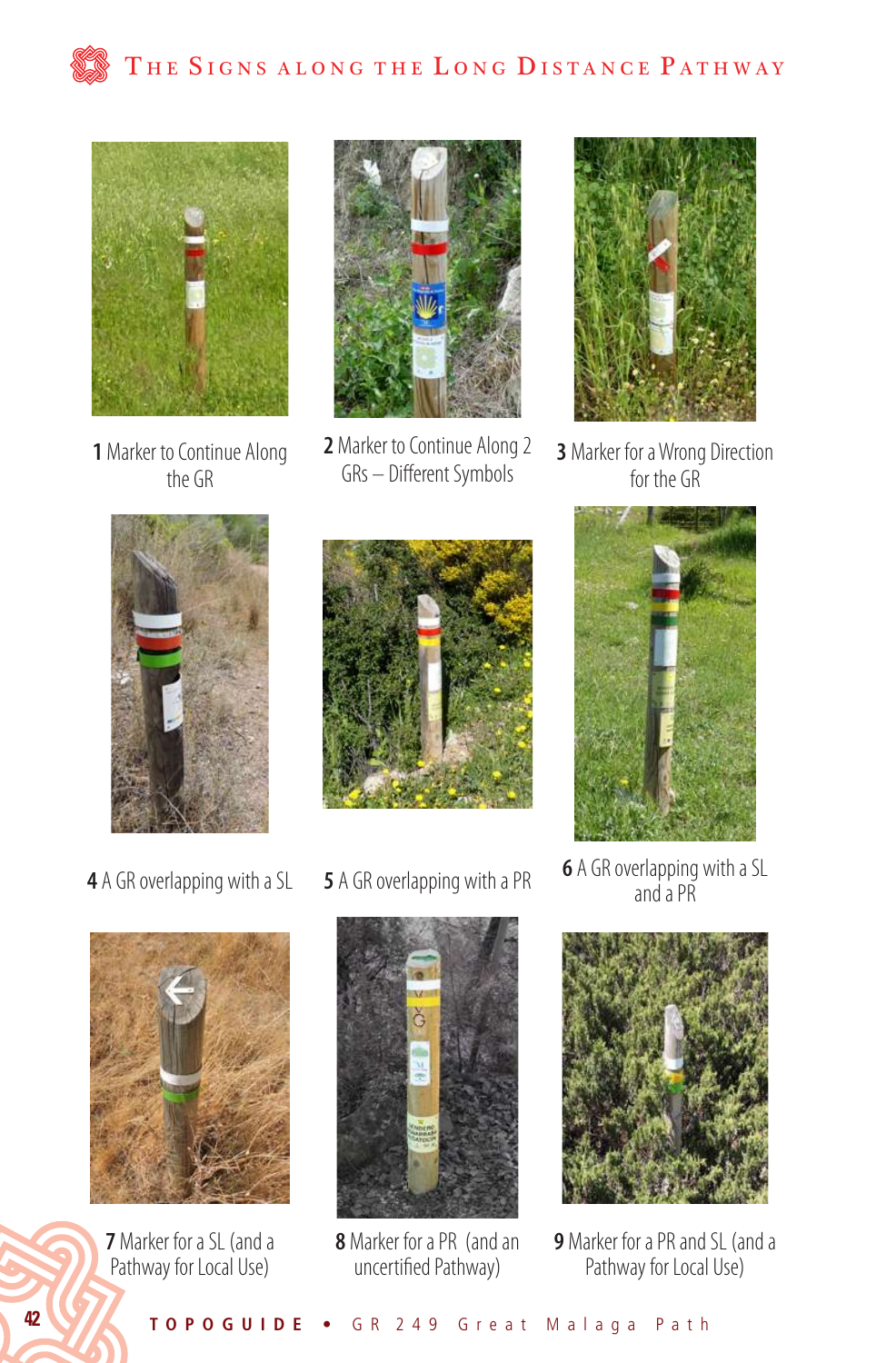# The Signs along the Long Distance Pathway

**1** Marker to Continue Along the GR

**2** Marker to Continue Along 2 GRs – Different Symbols

**3** Marker for a Wrong Direction for the GR

**4** A GR overlapping with a SL

**5** A GR overlapping with a PR

**6** A GR overlapping with a SL and a PR

**7** Marker for a SL (and a Pathway for Local Use)

**8** Marker for a PR (and an uncertified Pathway)

**9** Marker for a PR and SL (and a Pathway for Local Use)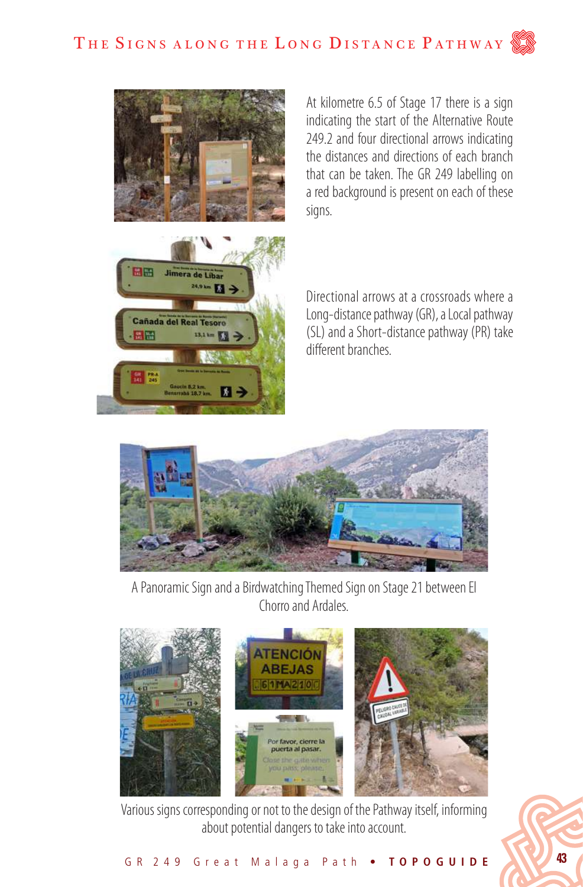At kilometre 6.5 of Stage 17 there is a sign indicating the start of the Alternative Route 249.2 and four directional arrows indicating the distances and directions of each branch that can be taken. The GR 249 labelling on a red background is present on each of these signs.

Directional arrows at a crossroads where a Long-distance pathway (GR), a Local pathway (SL) and a Short-distance pathway (PR) take different branches.

A Panoramic Sign and a Birdwatching Themed Sign on Stage 21 between El Chorro and Ardales.

Various signs corresponding or not to the design of the Pathway itself, informing about potential dangers to take into account.